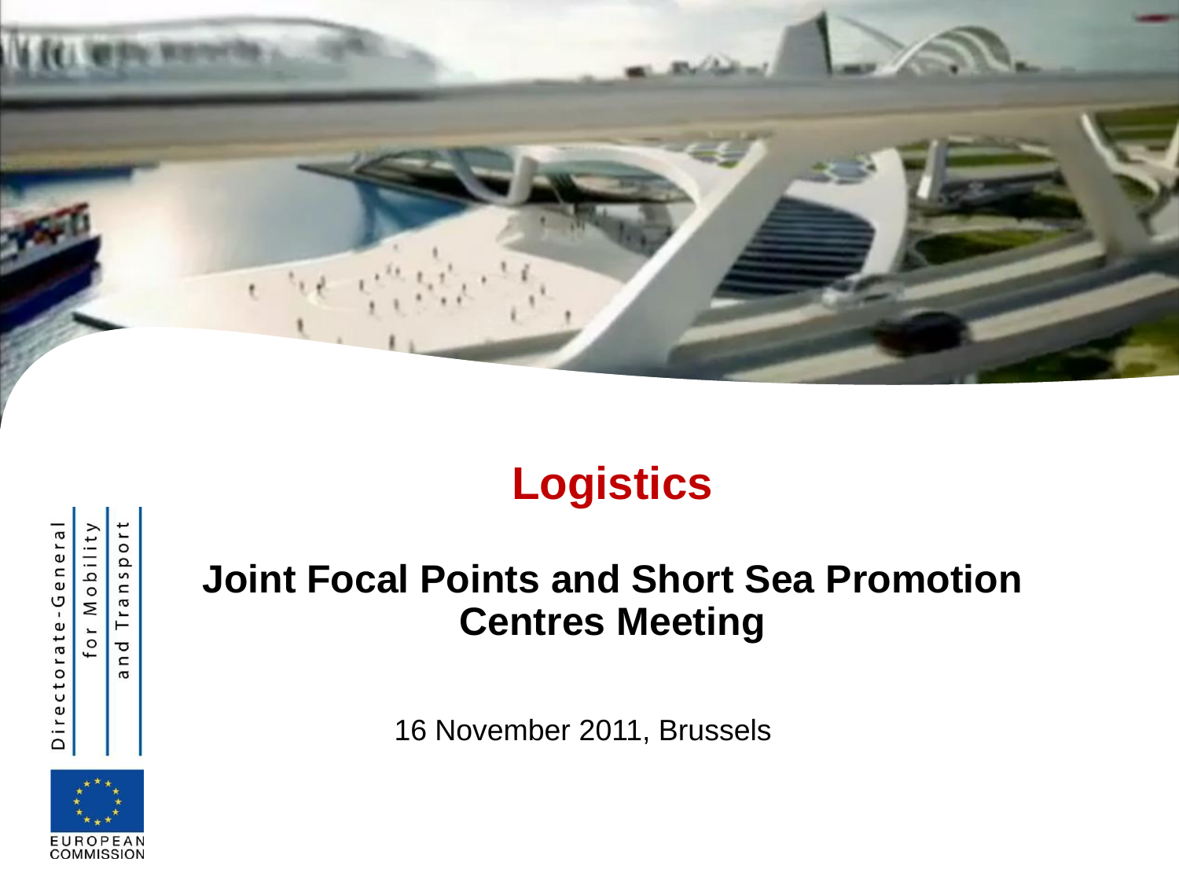# Logistics

## Joint Focal Points and Short Sea Promotion Centres Meeting

16 November 2011, Brussels

Directorate-General for Mobility and Transport

EUROPEAN COMMISSION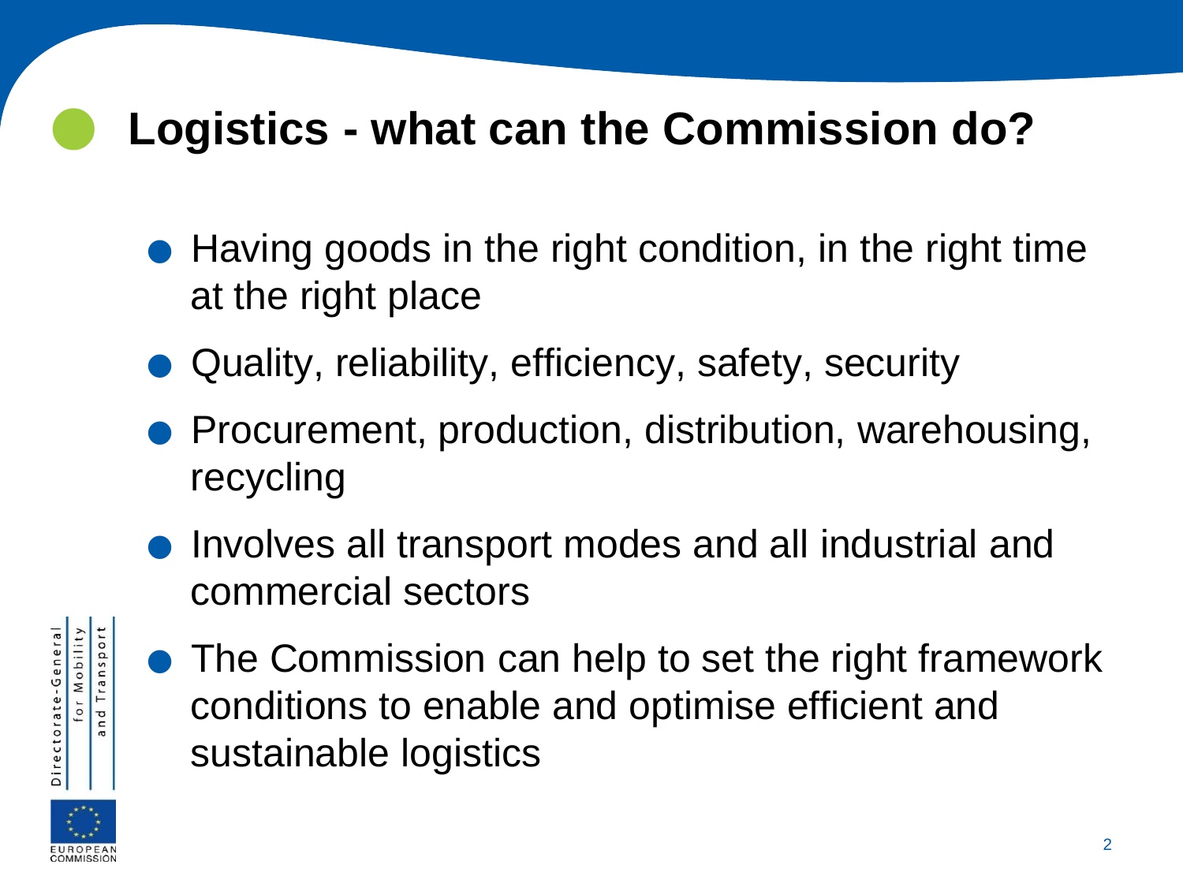# Logistics - what can the Commission do?

- Having goods in the right condition, in the right time at the right place
- Quality, reliability, efficiency, safety, security
- Procurement, production, distribution, warehousing, recycling
- Involves all transport modes and all industrial and commercial sectors
- The Commission can help to set the right framework conditions to enable and optimise efficient and sustainable logistics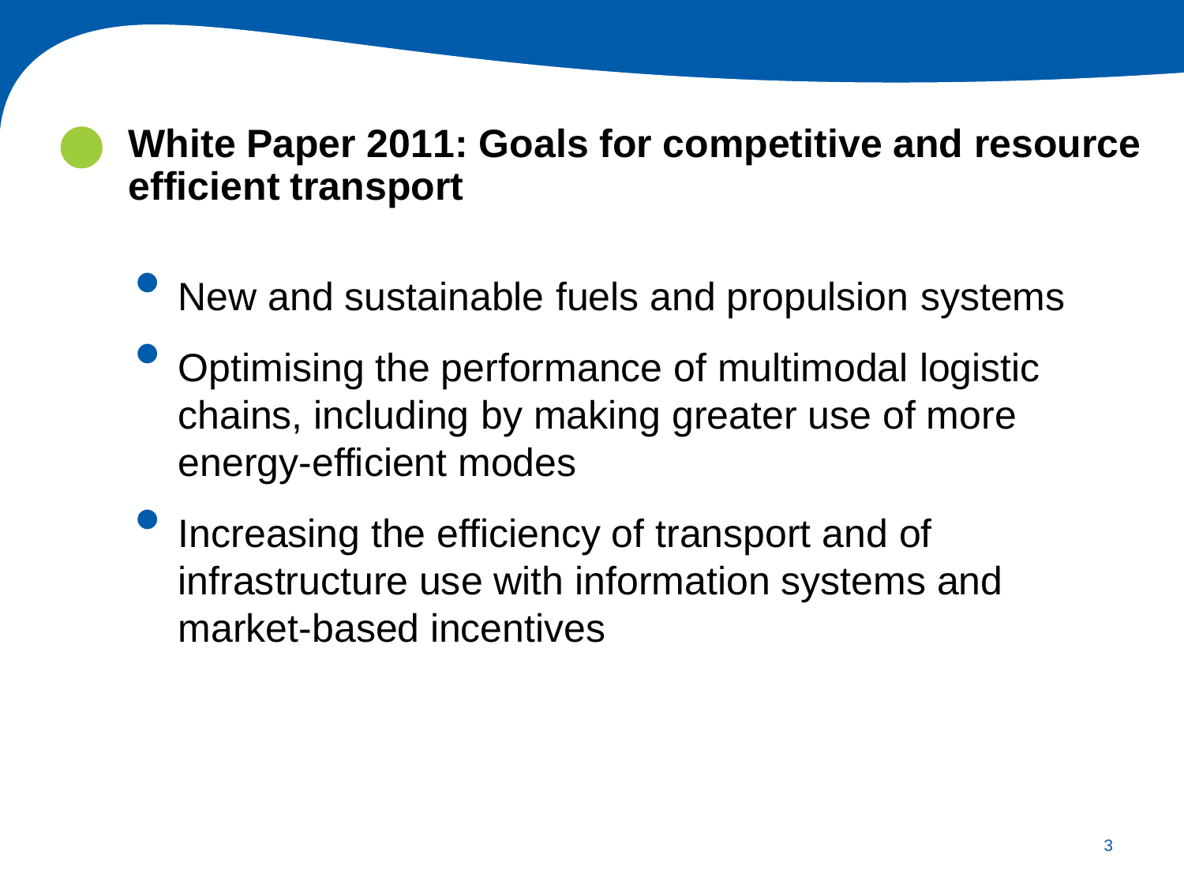## White Paper 2011: Goals for competitive and resource efficient transport

- New and sustainable fuels and propulsion systems
- Optimising the performance of multimodal logistic chains, including by making greater use of more energy-efficient modes
- Increasing the efficiency of transport and of infrastructure use with information systems and market-based incentives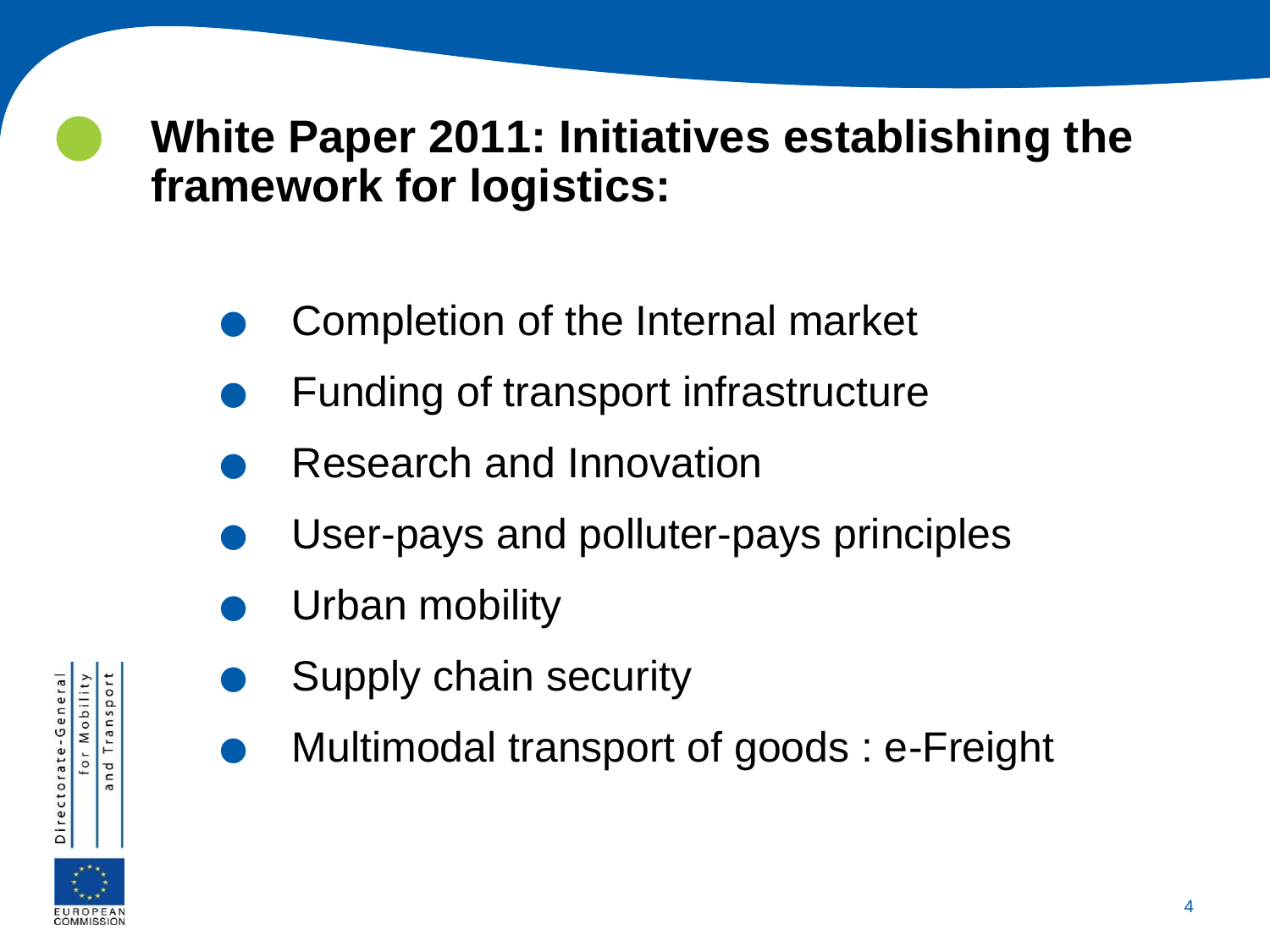## White Paper 2011: Initiatives establishing the framework for logistics:

- Completion of the Internal market
- Funding of transport infrastructure
- Research and Innovation
- User-pays and polluter-pays principles
- Urban mobility
- Supply chain security
- Multimodal transport of goods : e-Freight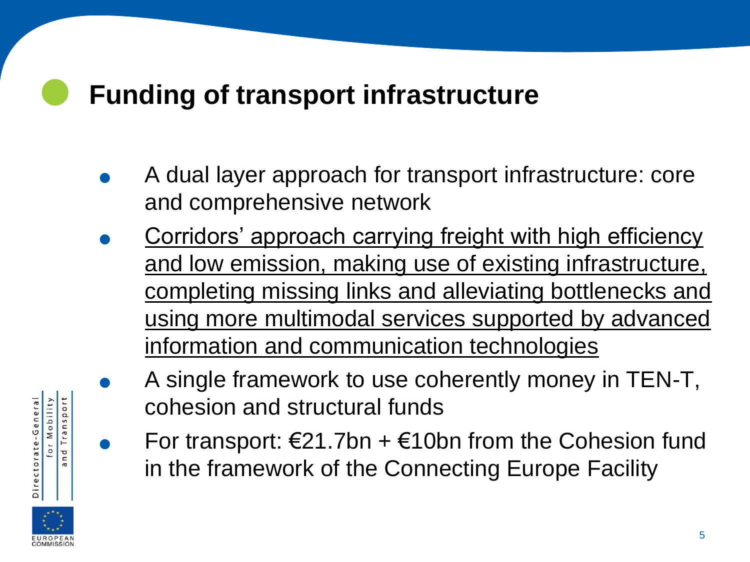# Funding of transport infrastructure

- A dual layer approach for transport infrastructure: core and comprehensive network
- <u>Corridors' approach carrying freight with high efficiency and low emission, making use of existing infrastructure, completing missing links and alleviating bottlenecks and using more multimodal services supported by advanced information and communication technologies</u>
- A single framework to use coherently money in TEN-T, cohesion and structural funds
- For transport: €21.7bn + €10bn from the Cohesion fund in the framework of the Connecting Europe Facility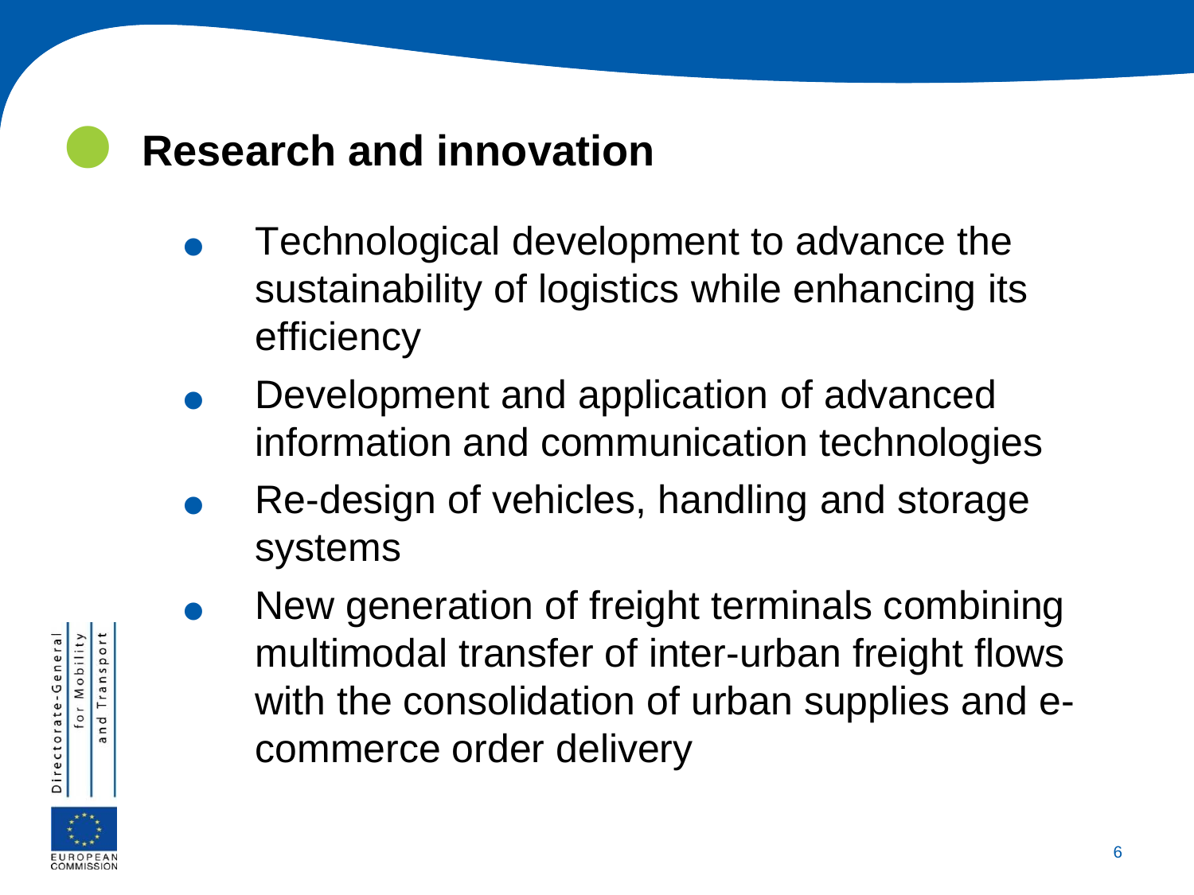# Research and innovation

- Technological development to advance the sustainability of logistics while enhancing its efficiency
- Development and application of advanced information and communication technologies
- Re-design of vehicles, handling and storage systems
- New generation of freight terminals combining multimodal transfer of inter-urban freight flows with the consolidation of urban supplies and e-commerce order delivery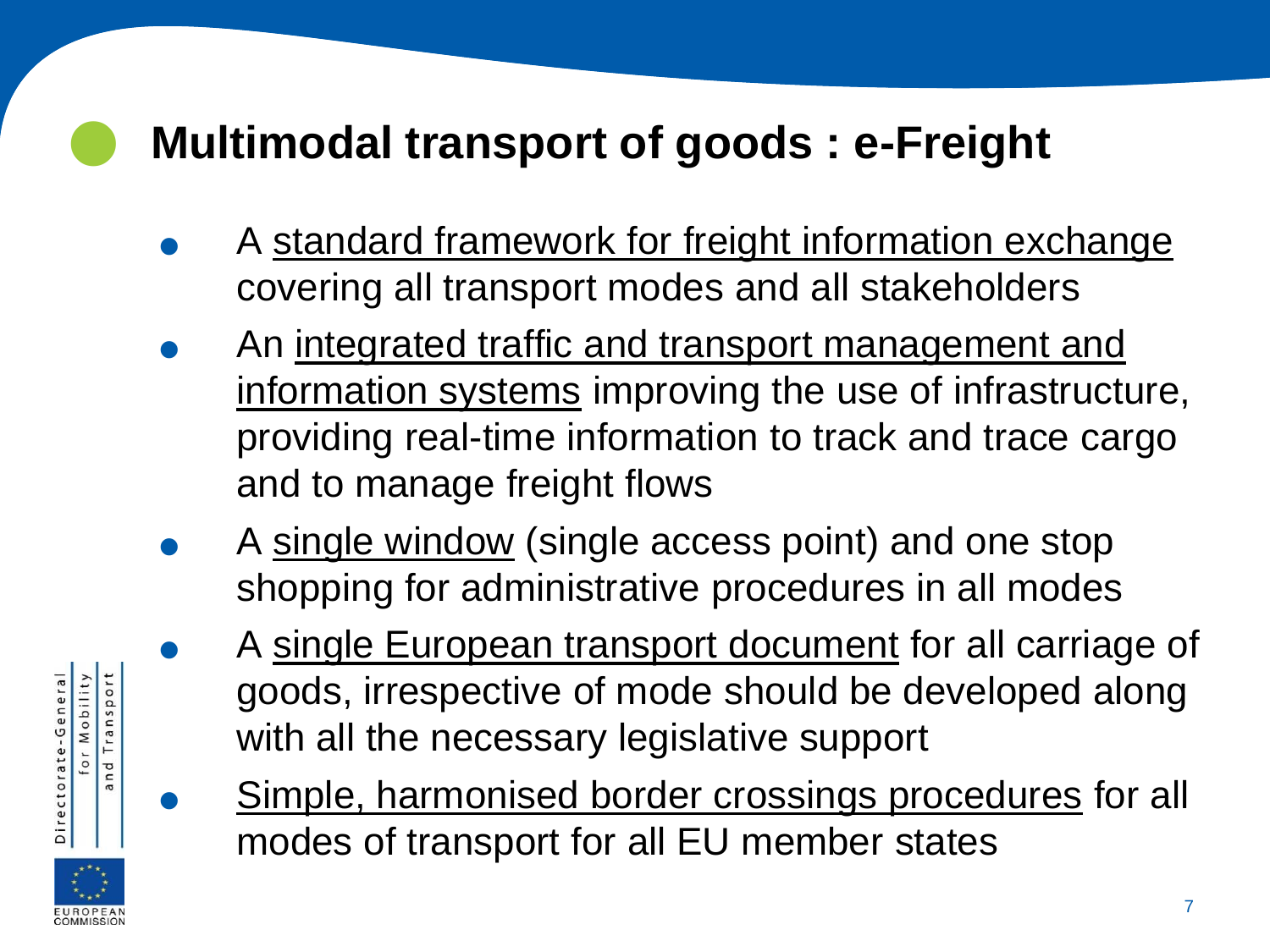# Multimodal transport of goods : e-Freight

- A <u>standard framework for freight information exchange</u> covering all transport modes and all stakeholders
- An <u>integrated traffic and transport management and information systems</u> improving the use of infrastructure, providing real-time information to track and trace cargo and to manage freight flows
- A <u>single window</u> (single access point) and one stop shopping for administrative procedures in all modes
- A <u>single European transport document</u> for all carriage of goods, irrespective of mode should be developed along with all the necessary legislative support
- <u>Simple, harmonised border crossings procedures</u> for all modes of transport for all EU member states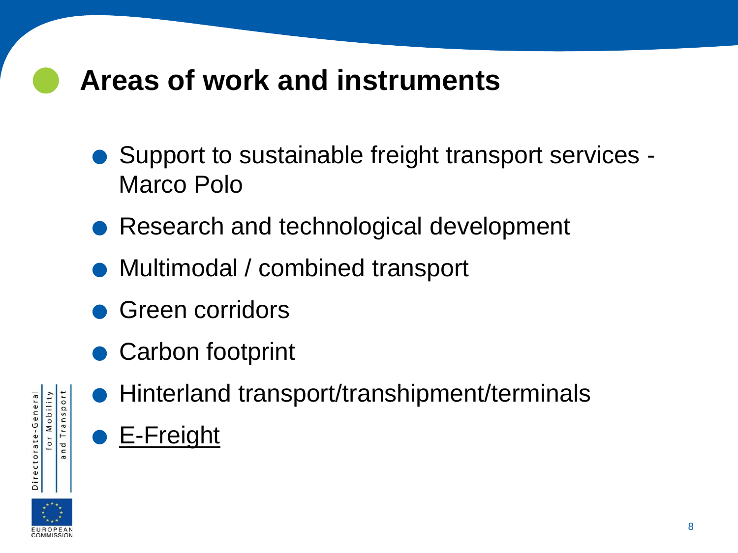# Areas of work and instruments

- Support to sustainable freight transport services - Marco Polo
- Research and technological development
- Multimodal / combined transport
- Green corridors
- Carbon footprint
- Hinterland transport/transhipment/terminals
- E-Freight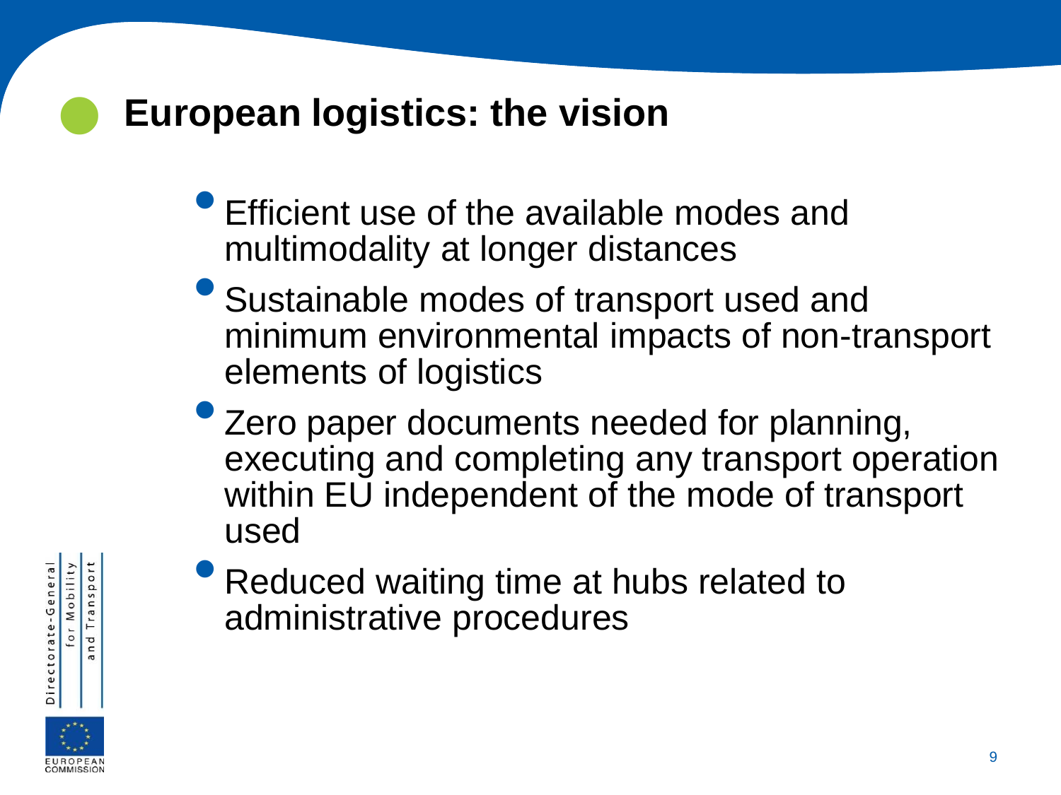# European logistics: the vision

- Efficient use of the available modes and multimodality at longer distances
- Sustainable modes of transport used and minimum environmental impacts of non-transport elements of logistics
- Zero paper documents needed for planning, executing and completing any transport operation within EU independent of the mode of transport used
- Reduced waiting time at hubs related to administrative procedures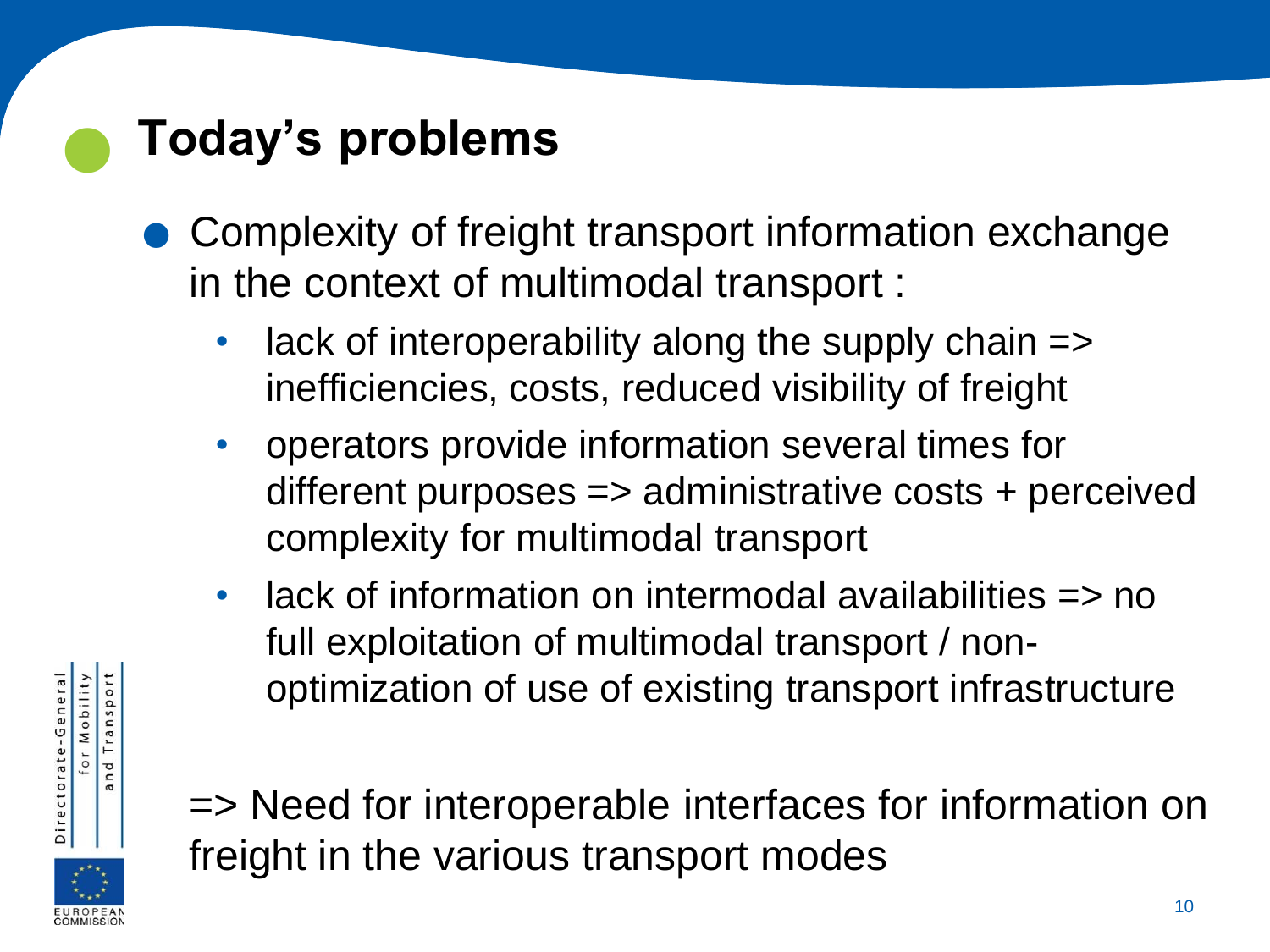# Today's problems

- Complexity of freight transport information exchange in the context of multimodal transport :
  - lack of interoperability along the supply chain => inefficiencies, costs, reduced visibility of freight
  - operators provide information several times for different purposes => administrative costs + perceived complexity for multimodal transport
  - lack of information on intermodal availabilities => no full exploitation of multimodal transport / non-optimization of use of existing transport infrastructure

=> Need for interoperable interfaces for information on freight in the various transport modes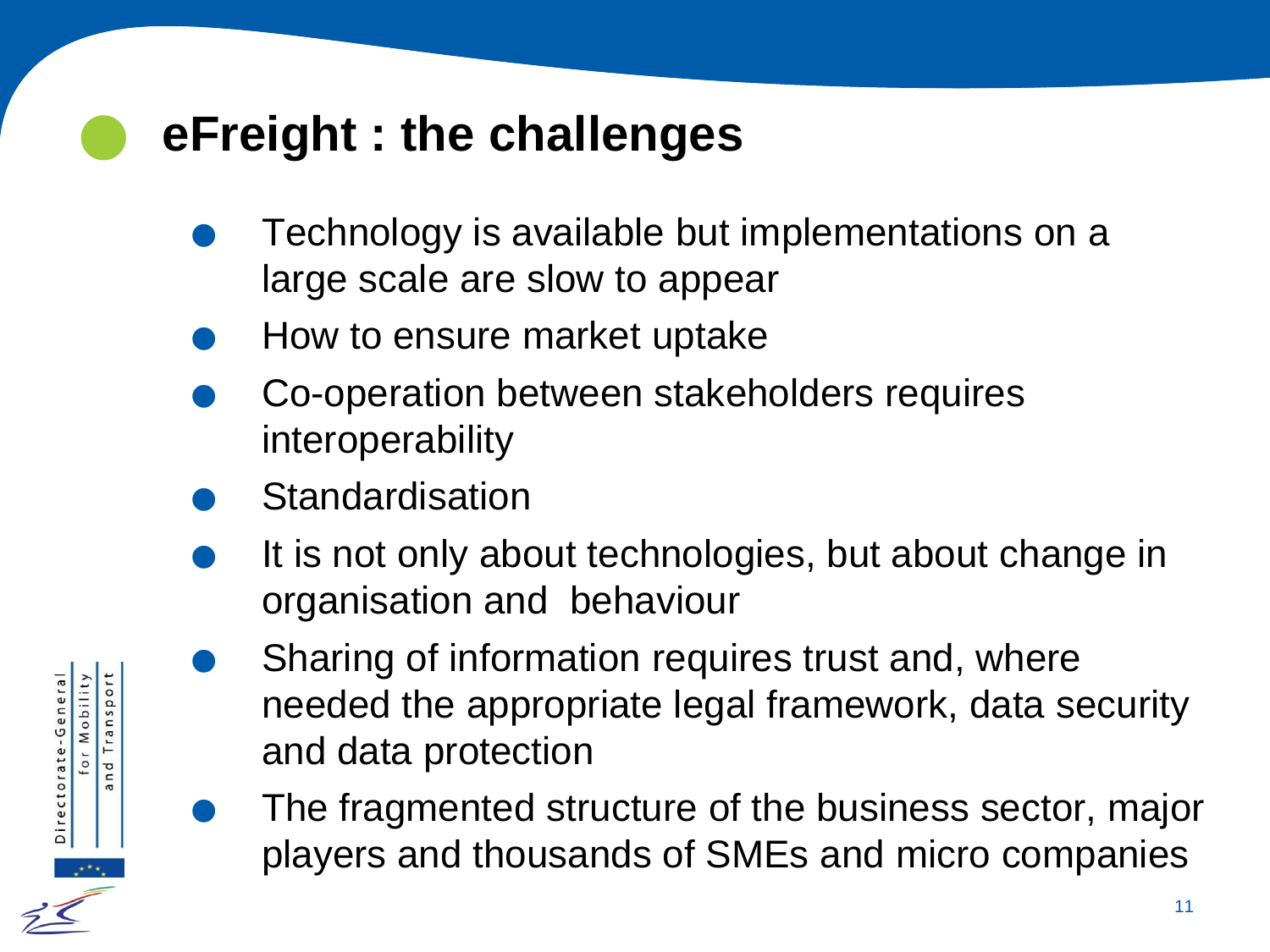# eFreight : the challenges

- Technology is available but implementations on a large scale are slow to appear
- How to ensure market uptake
- Co-operation between stakeholders requires interoperability
- Standardisation
- It is not only about technologies, but about change in organisation and behaviour
- Sharing of information requires trust and, where needed the appropriate legal framework, data security and data protection
- The fragmented structure of the business sector, major players and thousands of SMEs and micro companies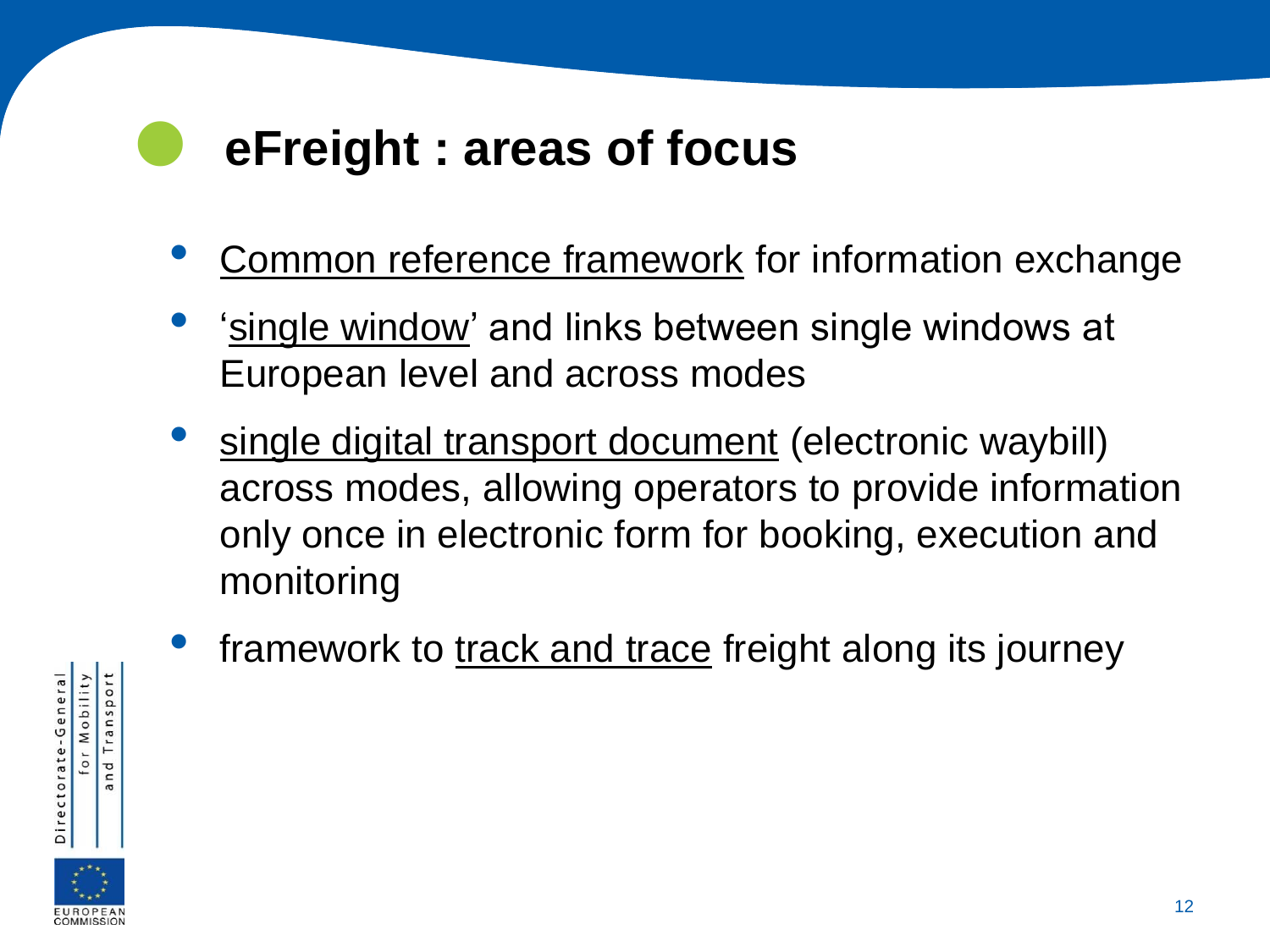# eFreight : areas of focus

- Common reference framework for information exchange
- 'single window' and links between single windows at European level and across modes
- single digital transport document (electronic waybill) across modes, allowing operators to provide information only once in electronic form for booking, execution and monitoring
- framework to track and trace freight along its journey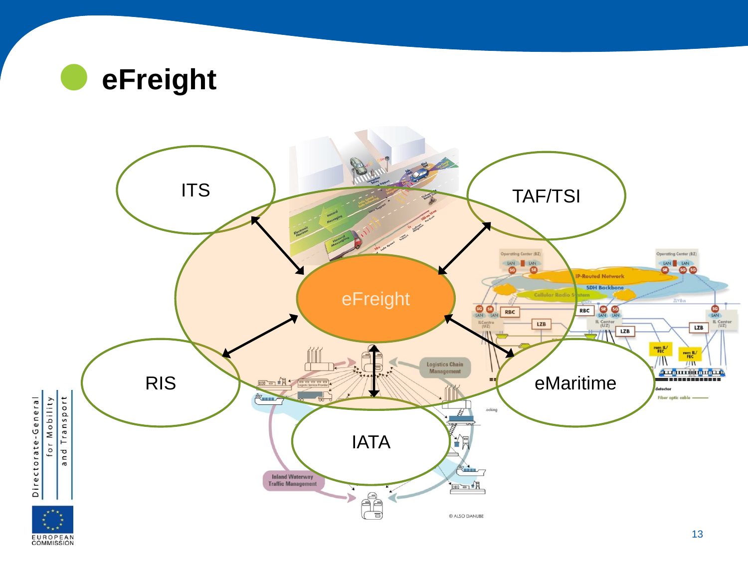# eFreight

ITS

TAF/TSI

eFreight

RIS

eMaritime

IATA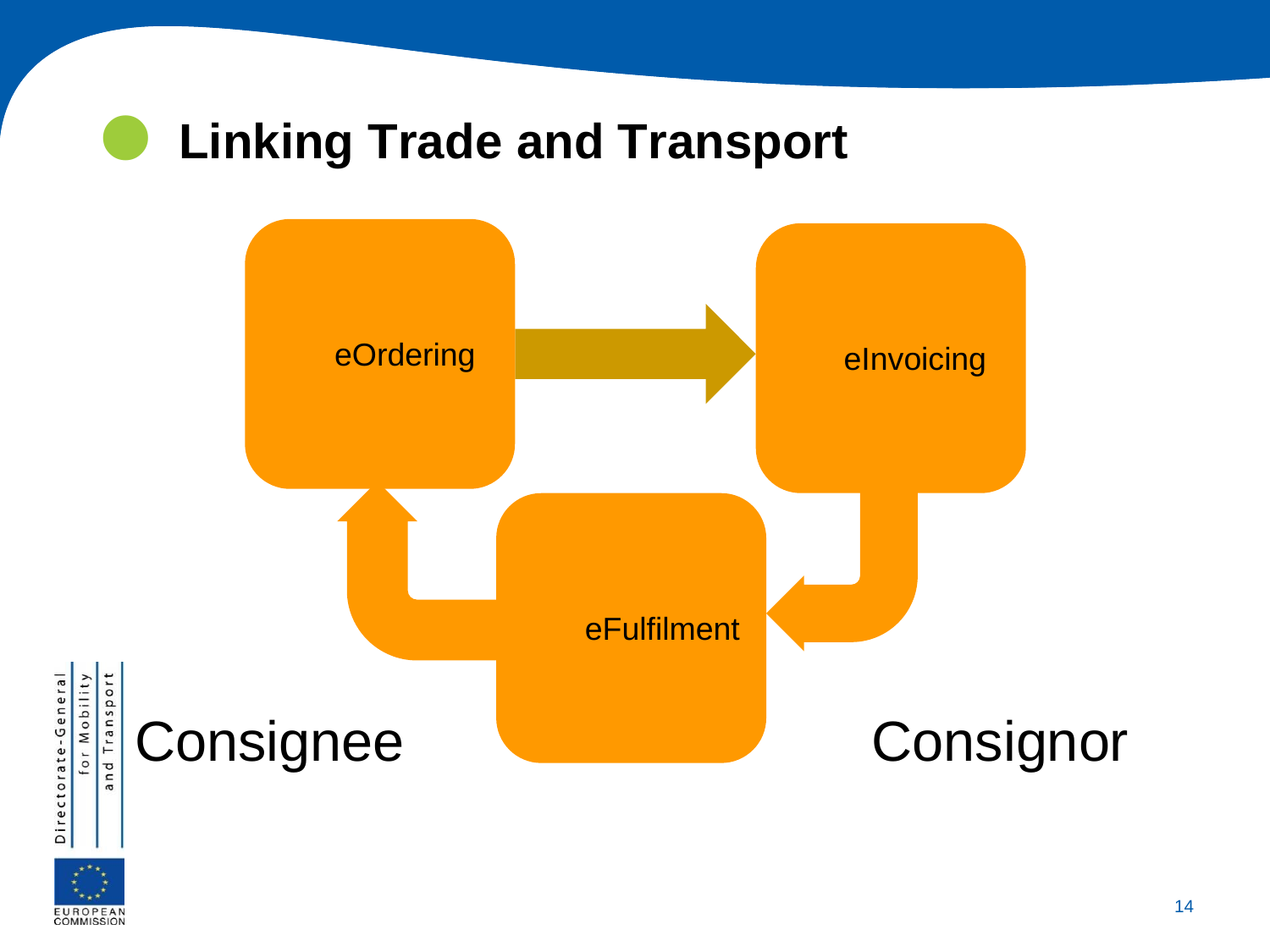# Linking Trade and Transport

eOrdering

eInvoicing

eFulfilment

Consignee

Consignor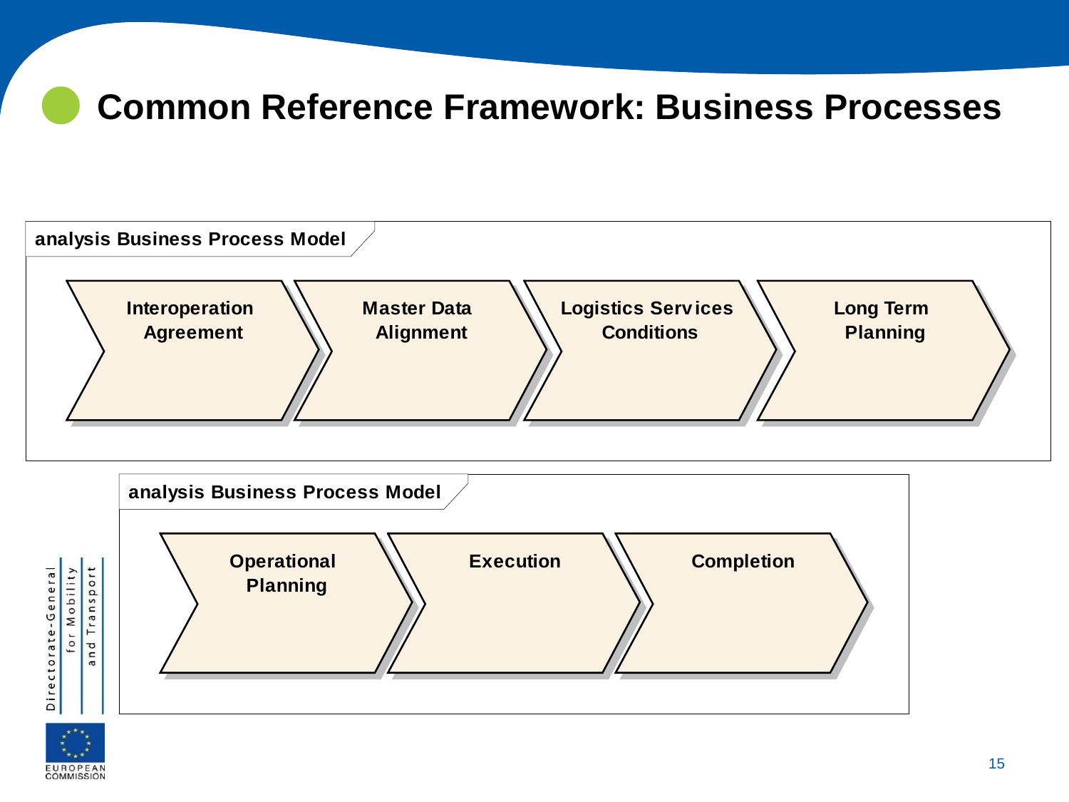# Common Reference Framework: Business Processes

**analysis Business Process Model**

Interoperation Agreement → Master Data Alignment → Logistics Services Conditions → Long Term Planning

**analysis Business Process Model**

Operational Planning → Execution → Completion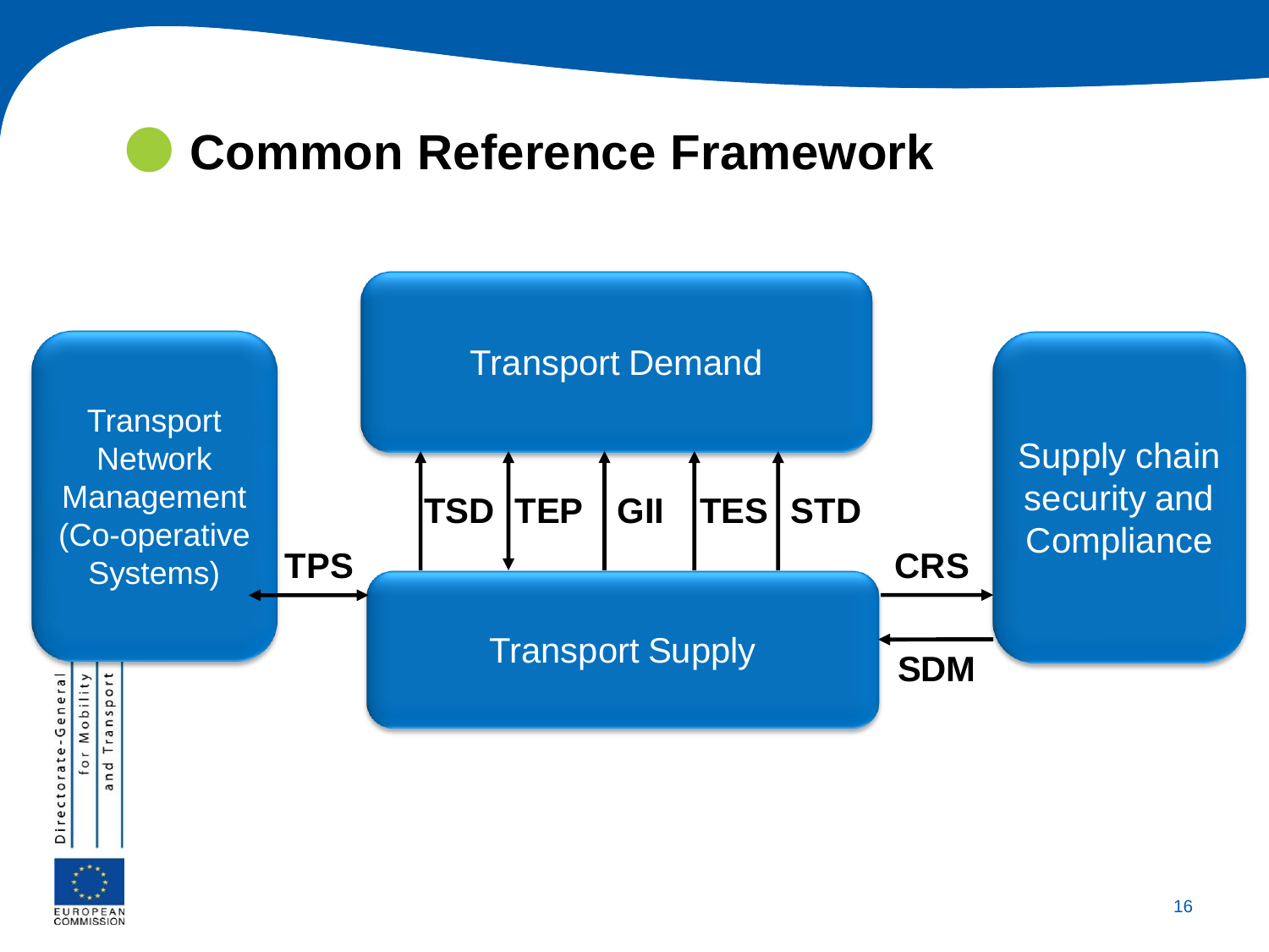# Common Reference Framework

Transport Demand

Transport Network Management (Co-operative Systems)

TPS

TSD | TEP | GII | TES | STD

Transport Supply

CRS

SDM

Supply chain security and Compliance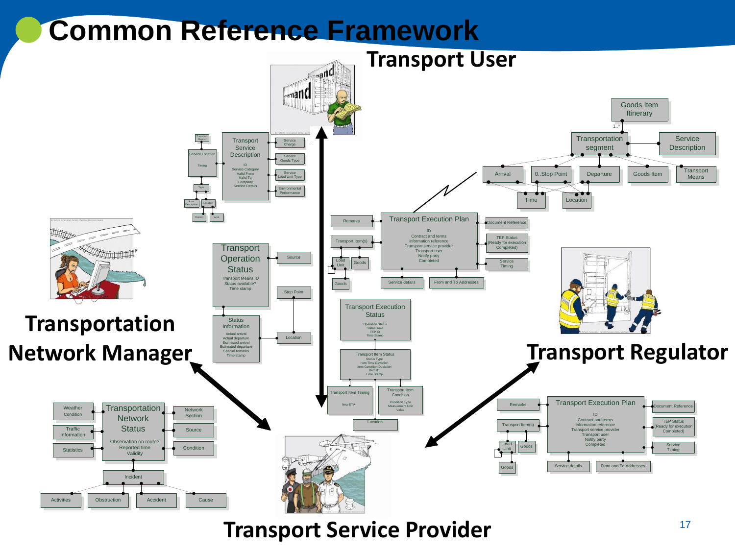# Common Reference Framework

**Transport User**

**Transportation Network Manager**

**Transport Regulator**

**Transport Service Provider**

Transport Service Description
ID
Service Category
Valid From
Valid To
Company
Service Details

Service Charge
Service Goods Type
Service Load Unit Type
Environmental Performance

Transport Means
Service Location
Timing
Type
Area Description
Location
Point(s)
Area

Goods Item Itinerary
1..*
Transportation segment
Service Description
Arrival
0..Stop Point
Departure
Goods Item
Transport Means
Time
Location

Transport Execution Plan
ID
Contract and terms
information reference
Transport service provider
Transport user
Notify party
Completed

Remarks
Transport Item(s)
Load Unit
Goods
Goods
Service details
From and To Addresses
Document Reference
TEP Status (Ready for execution Completed)
Service Timing

Transport Operation Status
Transport Means ID
Status available?
Time stamp

Source
Stop Point
Location

Status Information
Actual arrival
Actual departure
Estimated arrival
Estimated departure
Special remarks
Time stamp

Transport Execution Status
Operation Status
Status Time
TEP ID
Time Stamp

Transport Item Status
Status Type
Item Time Deviation
Item Condition Deviation
Item ID
Time Stamp

Transport Item Timing
New ETA

Transport Item Condition
Condition Type
Measurement Unit
Value

Location

Transportation Network Status
Observation on route?
Reported time
Validity

Weather Condition
Traffic Information
Statistics
Network Section
Source
Condition
Incident
Activities
Obstruction
Accident
Cause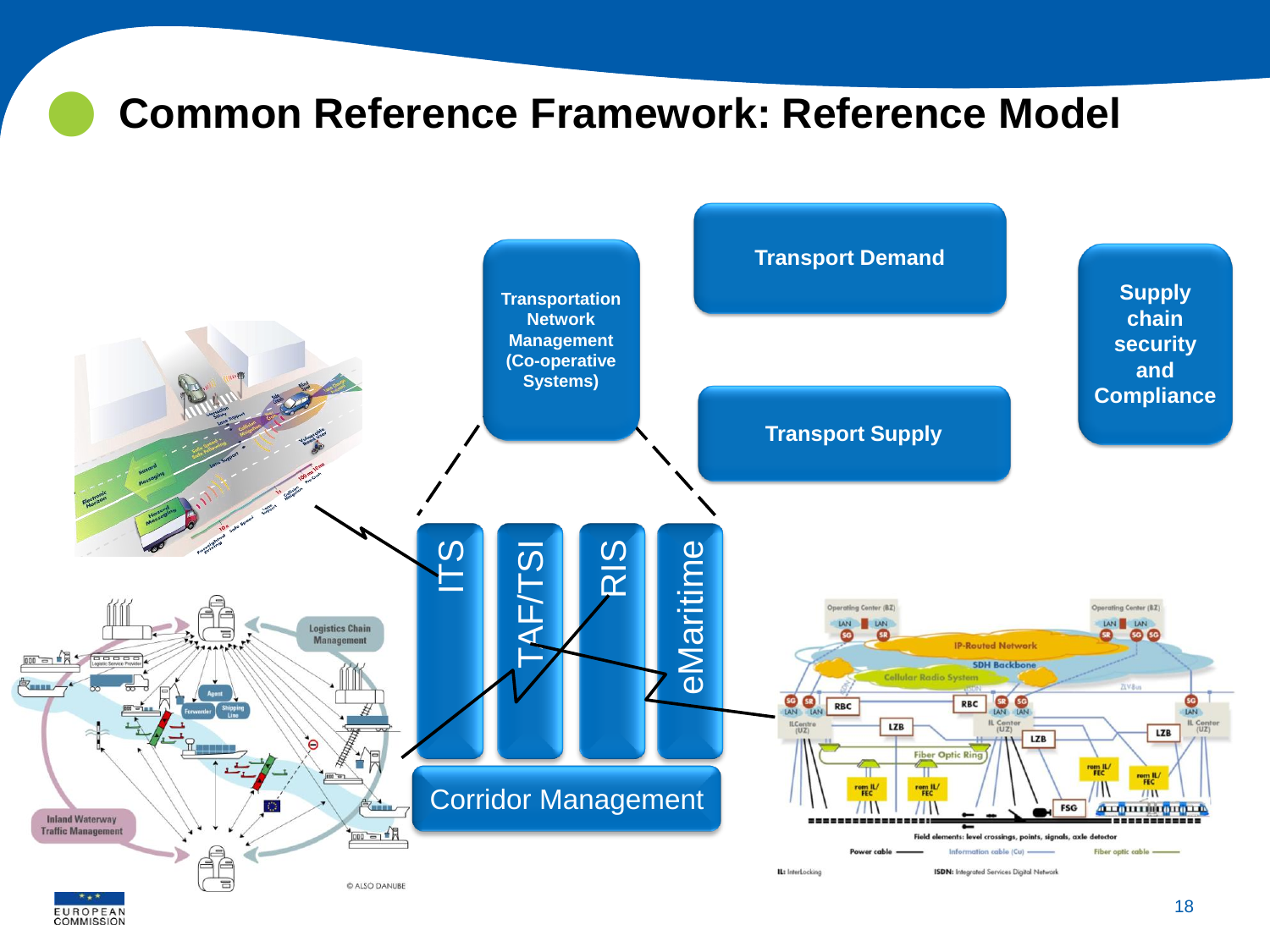# Common Reference Framework: Reference Model

- Transportation Network Management (Co-operative Systems)
- Transport Demand
- Transport Supply
- Supply chain security and Compliance

ITS | TAF/TSI | RIS | eMaritime

Corridor Management

© ALSO DANUBE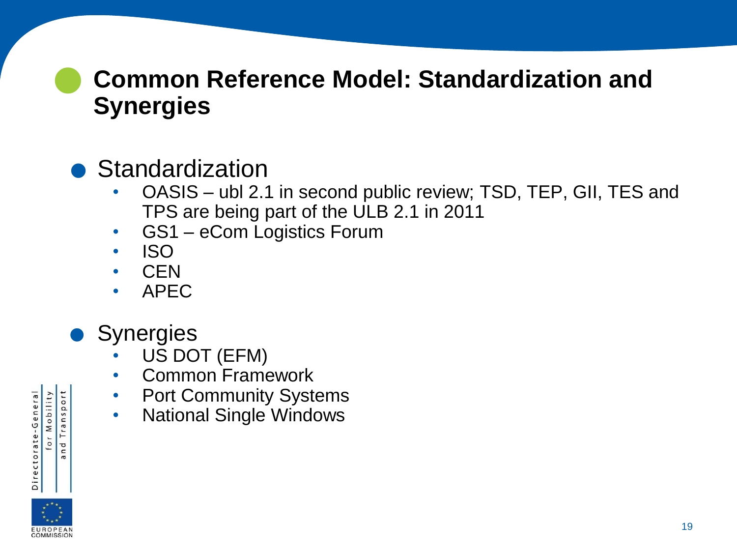## Common Reference Model: Standardization and Synergies

- Standardization
  - OASIS – ubl 2.1 in second public review; TSD, TEP, GII, TES and TPS are being part of the ULB 2.1 in 2011
  - GS1 – eCom Logistics Forum
  - ISO
  - CEN
  - APEC

- Synergies
  - US DOT (EFM)
  - Common Framework
  - Port Community Systems
  - National Single Windows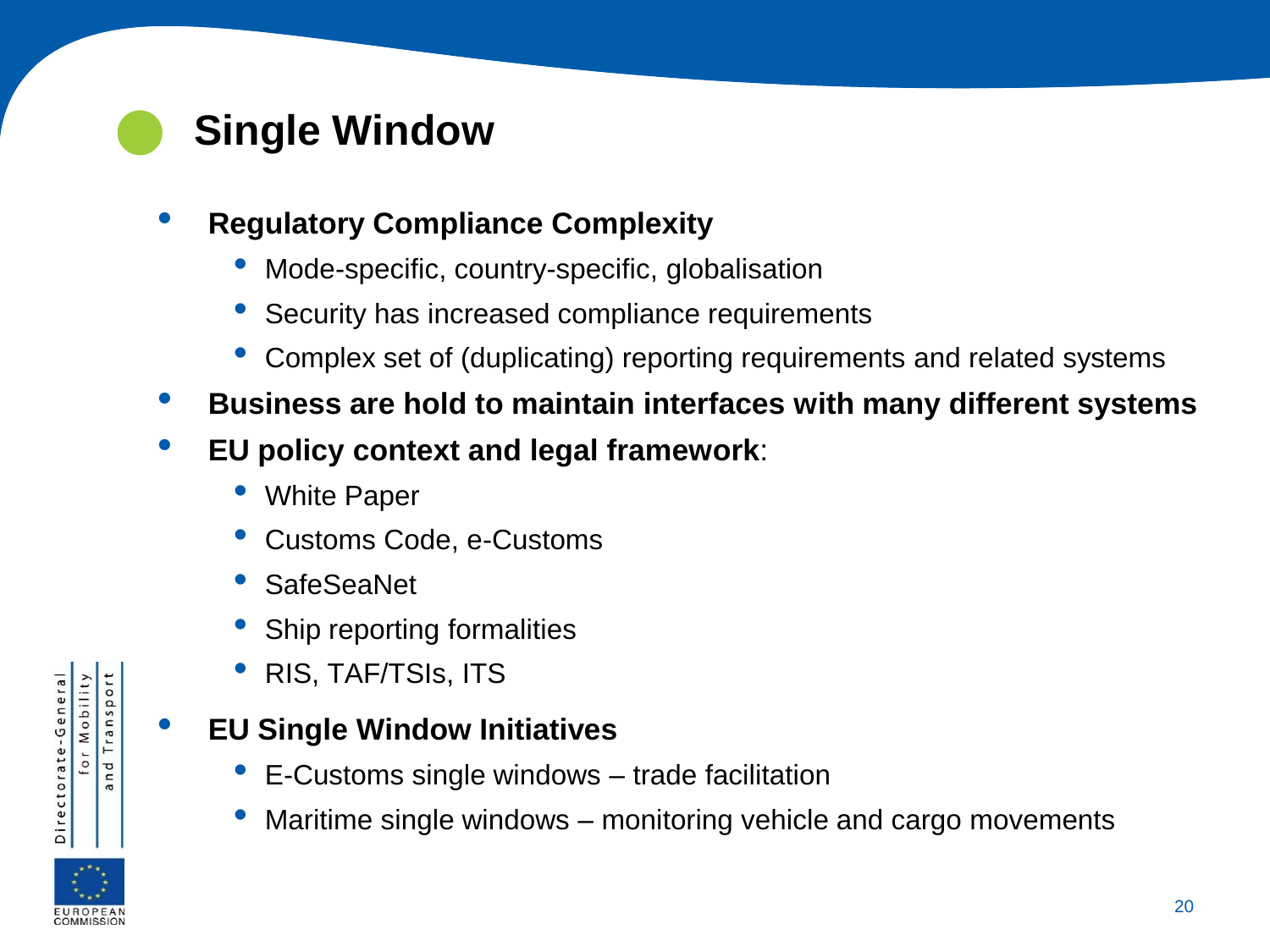# Single Window

- **Regulatory Compliance Complexity**
  - Mode-specific, country-specific, globalisation
  - Security has increased compliance requirements
  - Complex set of (duplicating) reporting requirements and related systems
- **Business are hold to maintain interfaces with many different systems**
- **EU policy context and legal framework**:
  - White Paper
  - Customs Code, e-Customs
  - SafeSeaNet
  - Ship reporting formalities
  - RIS, TAF/TSIs, ITS
- **EU Single Window Initiatives**
  - E-Customs single windows – trade facilitation
  - Maritime single windows – monitoring vehicle and cargo movements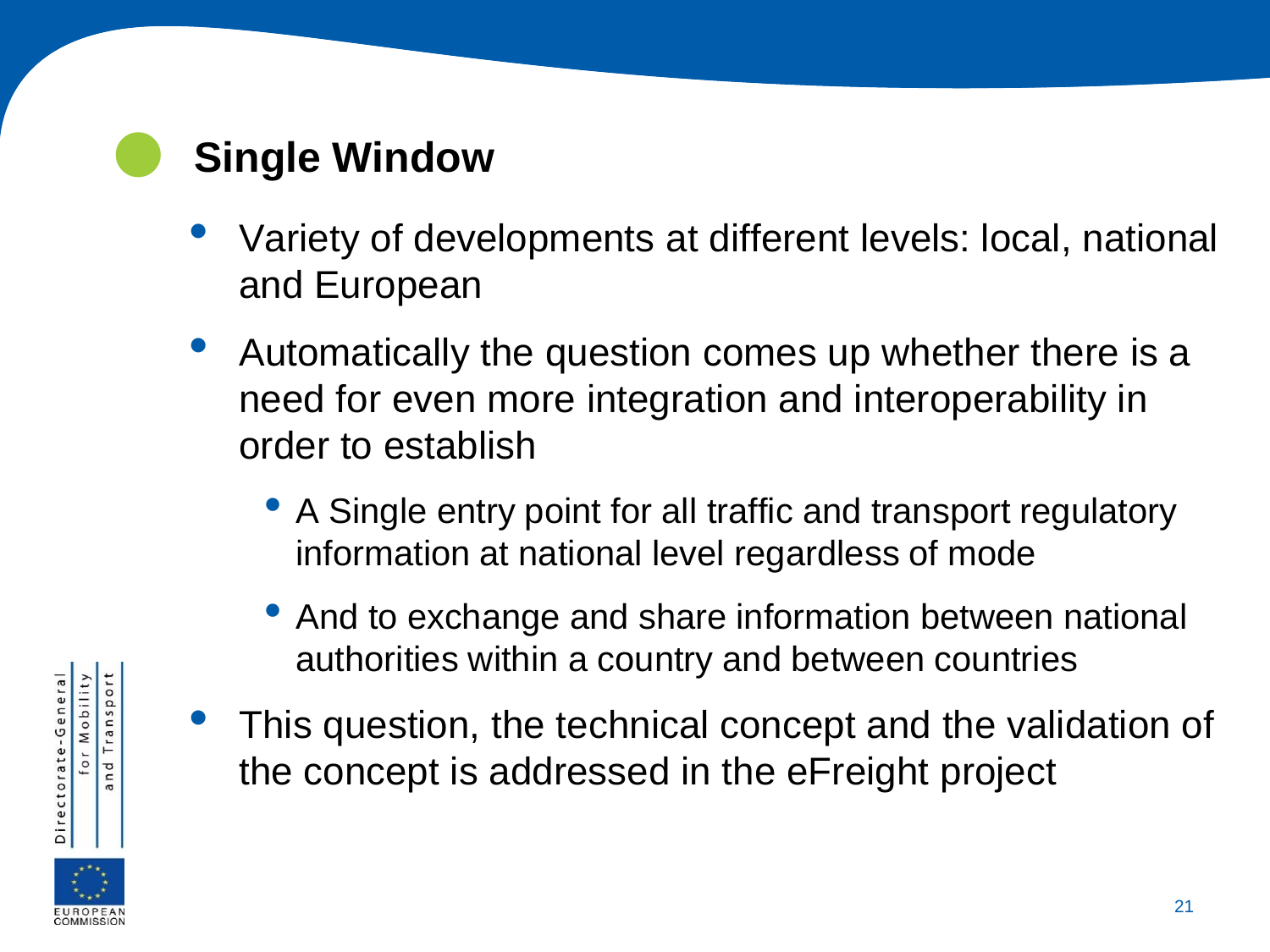## Single Window

- Variety of developments at different levels: local, national and European
- Automatically the question comes up whether there is a need for even more integration and interoperability in order to establish
  - A Single entry point for all traffic and transport regulatory information at national level regardless of mode
  - And to exchange and share information between national authorities within a country and between countries
- This question, the technical concept and the validation of the concept is addressed in the eFreight project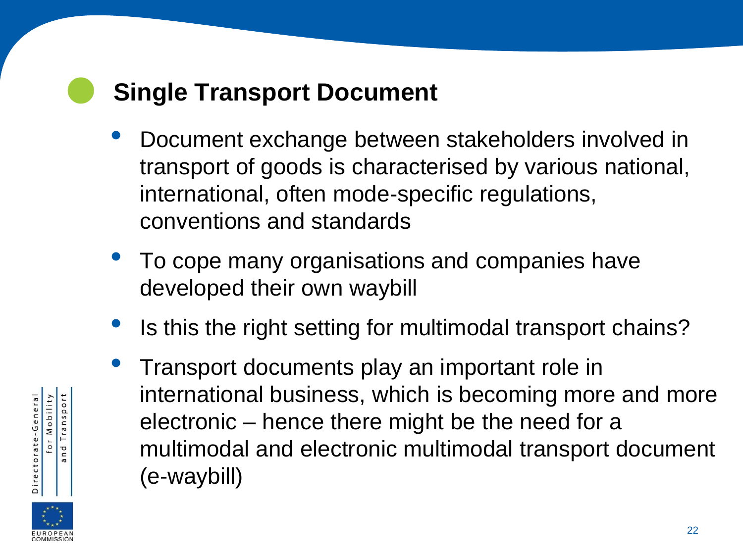## Single Transport Document

- Document exchange between stakeholders involved in transport of goods is characterised by various national, international, often mode-specific regulations, conventions and standards
- To cope many organisations and companies have developed their own waybill
- Is this the right setting for multimodal transport chains?
- Transport documents play an important role in international business, which is becoming more and more electronic – hence there might be the need for a multimodal and electronic multimodal transport document (e-waybill)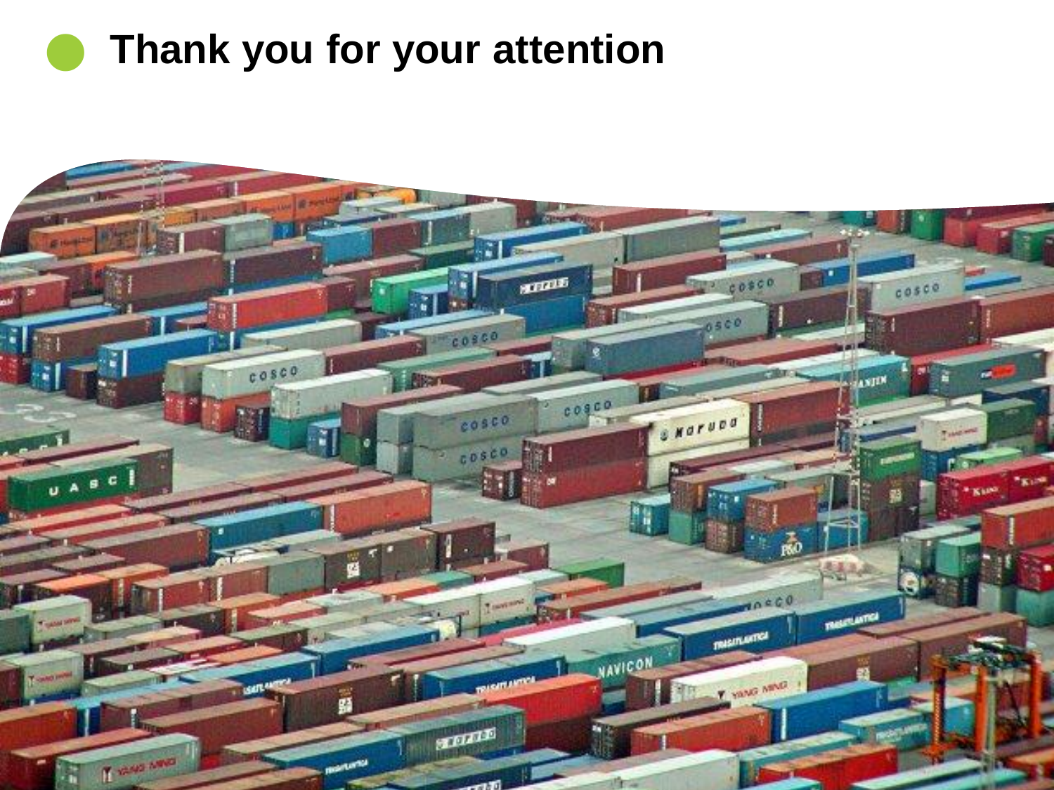# Thank you for your attention